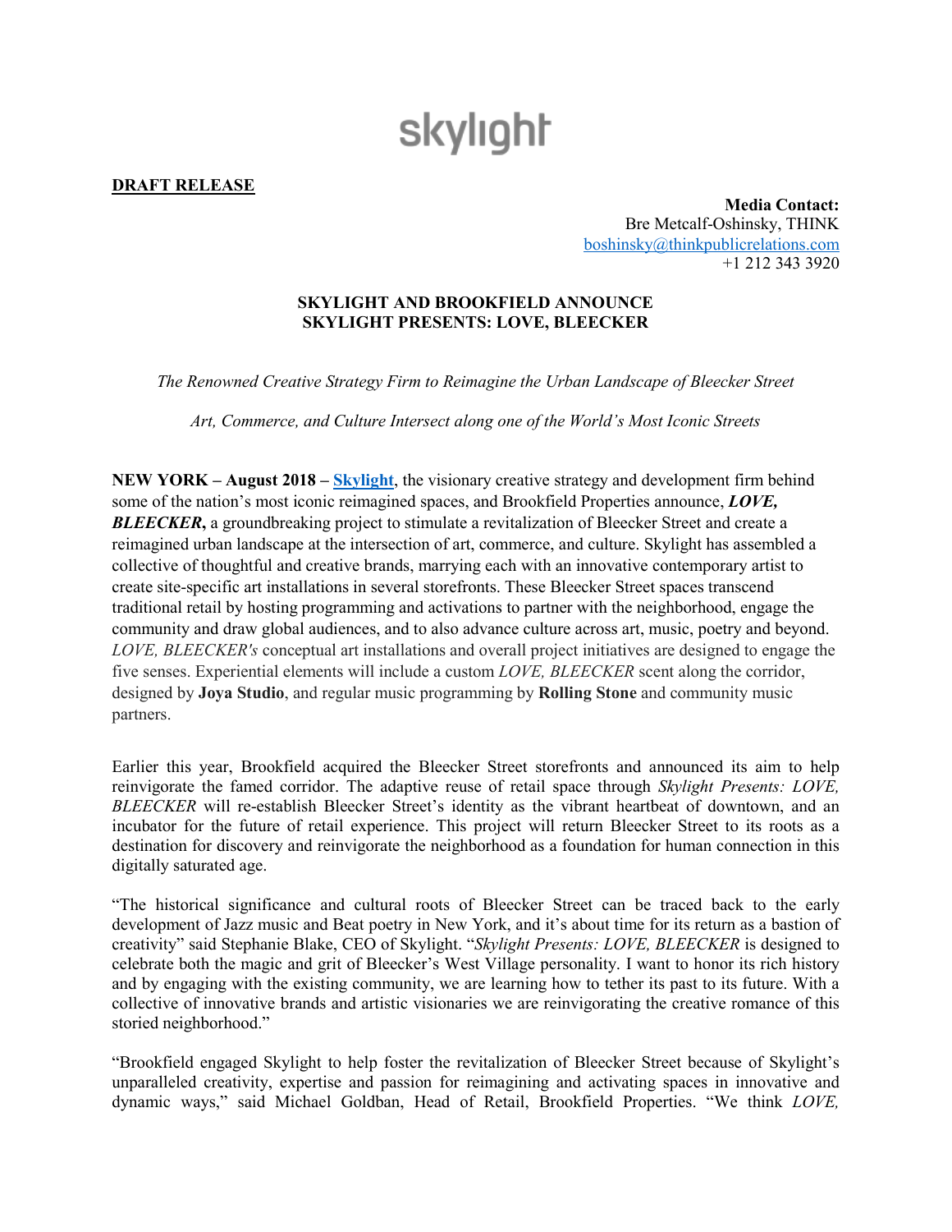skylight

**DRAFT RELEASE**

**Media Contact:**
Bre Metcalf-Oshinsky, THINK
boshinsky@thinkpublicrelations.com
+1 212 343 3920

# SKYLIGHT AND BROOKFIELD ANNOUNCE SKYLIGHT PRESENTS: LOVE, BLEECKER

*The Renowned Creative Strategy Firm to Reimagine the Urban Landscape of Bleecker Street*

*Art, Commerce, and Culture Intersect along one of the World's Most Iconic Streets*

**NEW YORK – August 2018 – Skylight**, the visionary creative strategy and development firm behind some of the nation's most iconic reimagined spaces, and Brookfield Properties announce, ***LOVE, BLEECKER***, a groundbreaking project to stimulate a revitalization of Bleecker Street and create a reimagined urban landscape at the intersection of art, commerce, and culture. Skylight has assembled a collective of thoughtful and creative brands, marrying each with an innovative contemporary artist to create site-specific art installations in several storefronts. These Bleecker Street spaces transcend traditional retail by hosting programming and activations to partner with the neighborhood, engage the community and draw global audiences, and to also advance culture across art, music, poetry and beyond. *LOVE, BLEECKER's* conceptual art installations and overall project initiatives are designed to engage the five senses. Experiential elements will include a custom *LOVE, BLEECKER* scent along the corridor, designed by **Joya Studio**, and regular music programming by **Rolling Stone** and community music partners.

Earlier this year, Brookfield acquired the Bleecker Street storefronts and announced its aim to help reinvigorate the famed corridor. The adaptive reuse of retail space through *Skylight Presents: LOVE, BLEECKER* will re-establish Bleecker Street's identity as the vibrant heartbeat of downtown, and an incubator for the future of retail experience. This project will return Bleecker Street to its roots as a destination for discovery and reinvigorate the neighborhood as a foundation for human connection in this digitally saturated age.

"The historical significance and cultural roots of Bleecker Street can be traced back to the early development of Jazz music and Beat poetry in New York, and it's about time for its return as a bastion of creativity" said Stephanie Blake, CEO of Skylight. "*Skylight Presents: LOVE, BLEECKER* is designed to celebrate both the magic and grit of Bleecker's West Village personality. I want to honor its rich history and by engaging with the existing community, we are learning how to tether its past to its future. With a collective of innovative brands and artistic visionaries we are reinvigorating the creative romance of this storied neighborhood."

"Brookfield engaged Skylight to help foster the revitalization of Bleecker Street because of Skylight's unparalleled creativity, expertise and passion for reimagining and activating spaces in innovative and dynamic ways," said Michael Goldban, Head of Retail, Brookfield Properties. "We think *LOVE,*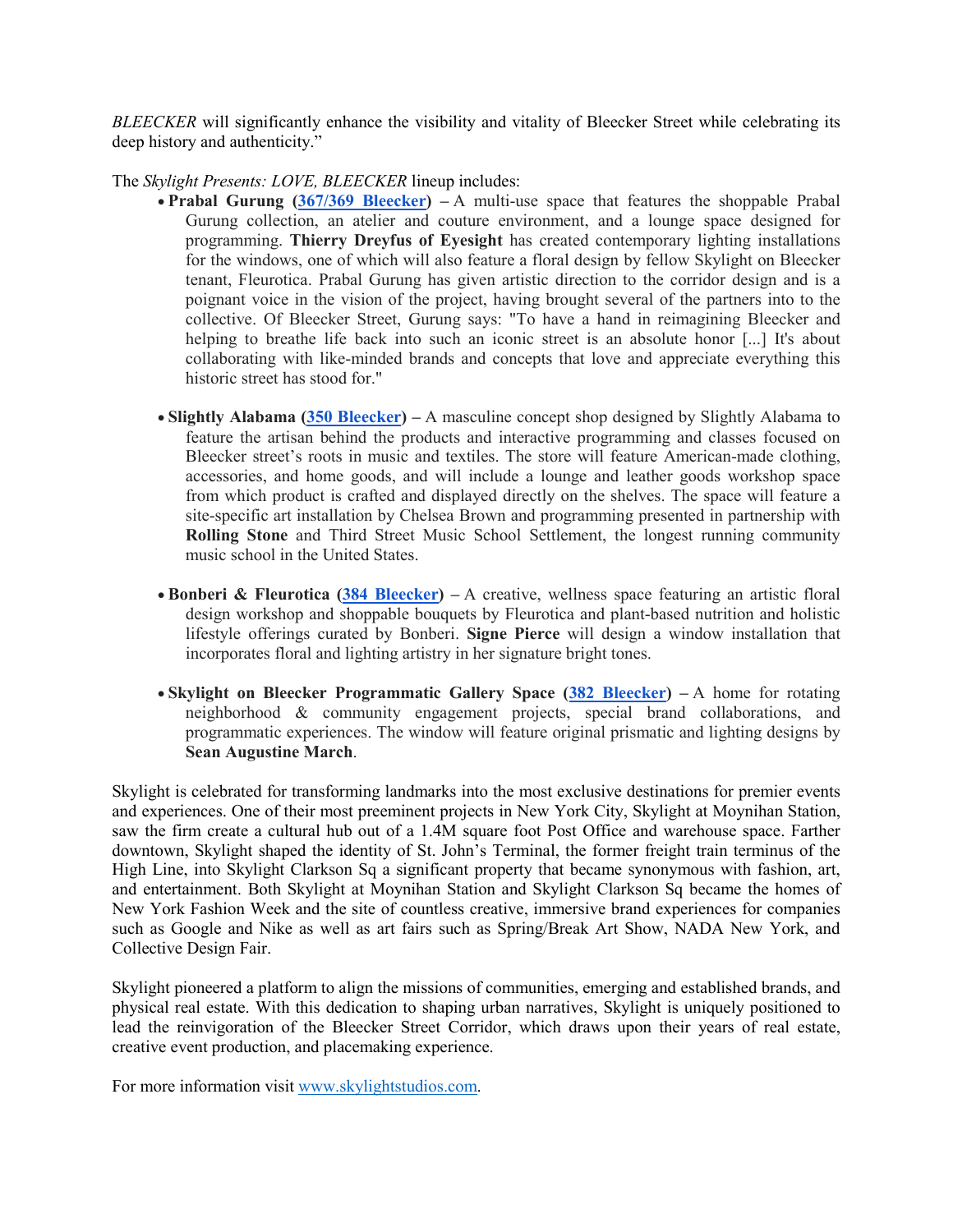*BLEECKER* will significantly enhance the visibility and vitality of Bleecker Street while celebrating its deep history and authenticity."

The *Skylight Presents: LOVE, BLEECKER* lineup includes:

- **Prabal Gurung ([367/369 Bleecker](#)) –** A multi-use space that features the shoppable Prabal Gurung collection, an atelier and couture environment, and a lounge space designed for programming. **Thierry Dreyfus of Eyesight** has created contemporary lighting installations for the windows, one of which will also feature a floral design by fellow Skylight on Bleecker tenant, Fleurotica. Prabal Gurung has given artistic direction to the corridor design and is a poignant voice in the vision of the project, having brought several of the partners into to the collective. Of Bleecker Street, Gurung says: "To have a hand in reimagining Bleecker and helping to breathe life back into such an iconic street is an absolute honor [...] It's about collaborating with like-minded brands and concepts that love and appreciate everything this historic street has stood for."

- **Slightly Alabama ([350 Bleecker](#)) –** A masculine concept shop designed by Slightly Alabama to feature the artisan behind the products and interactive programming and classes focused on Bleecker street's roots in music and textiles. The store will feature American-made clothing, accessories, and home goods, and will include a lounge and leather goods workshop space from which product is crafted and displayed directly on the shelves. The space will feature a site-specific art installation by Chelsea Brown and programming presented in partnership with **Rolling Stone** and Third Street Music School Settlement, the longest running community music school in the United States.

- **Bonberi & Fleurotica ([384 Bleecker](#)) –** A creative, wellness space featuring an artistic floral design workshop and shoppable bouquets by Fleurotica and plant-based nutrition and holistic lifestyle offerings curated by Bonberi. **Signe Pierce** will design a window installation that incorporates floral and lighting artistry in her signature bright tones.

- **Skylight on Bleecker Programmatic Gallery Space ([382 Bleecker](#)) –** A home for rotating neighborhood & community engagement projects, special brand collaborations, and programmatic experiences. The window will feature original prismatic and lighting designs by **Sean Augustine March**.

Skylight is celebrated for transforming landmarks into the most exclusive destinations for premier events and experiences. One of their most preeminent projects in New York City, Skylight at Moynihan Station, saw the firm create a cultural hub out of a 1.4M square foot Post Office and warehouse space. Farther downtown, Skylight shaped the identity of St. John's Terminal, the former freight train terminus of the High Line, into Skylight Clarkson Sq a significant property that became synonymous with fashion, art, and entertainment. Both Skylight at Moynihan Station and Skylight Clarkson Sq became the homes of New York Fashion Week and the site of countless creative, immersive brand experiences for companies such as Google and Nike as well as art fairs such as Spring/Break Art Show, NADA New York, and Collective Design Fair.

Skylight pioneered a platform to align the missions of communities, emerging and established brands, and physical real estate. With this dedication to shaping urban narratives, Skylight is uniquely positioned to lead the reinvigoration of the Bleecker Street Corridor, which draws upon their years of real estate, creative event production, and placemaking experience.

For more information visit [www.skylightstudios.com](http://www.skylightstudios.com).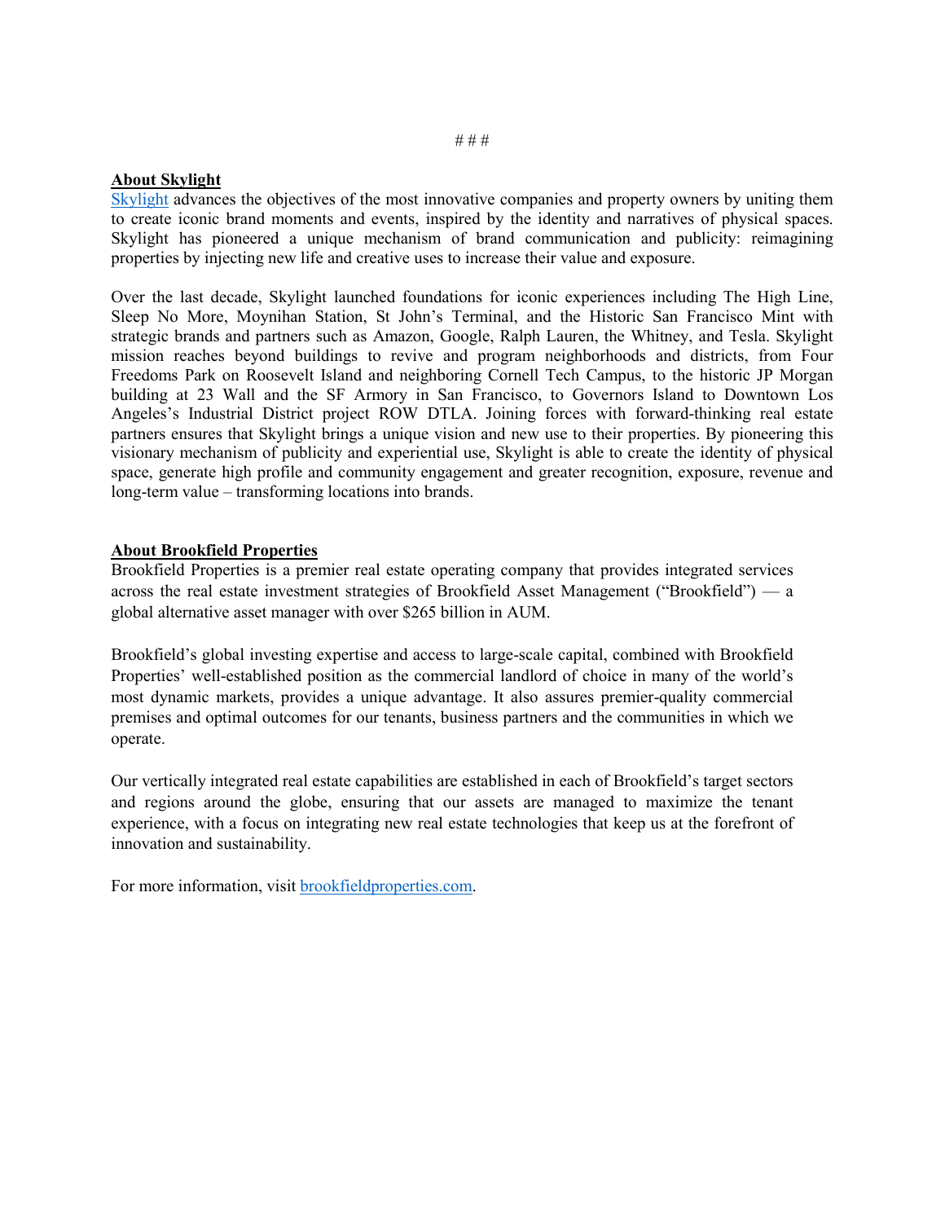# # #

**About Skylight**

[Skylight](Skylight) advances the objectives of the most innovative companies and property owners by uniting them to create iconic brand moments and events, inspired by the identity and narratives of physical spaces. Skylight has pioneered a unique mechanism of brand communication and publicity: reimagining properties by injecting new life and creative uses to increase their value and exposure.

Over the last decade, Skylight launched foundations for iconic experiences including The High Line, Sleep No More, Moynihan Station, St John's Terminal, and the Historic San Francisco Mint with strategic brands and partners such as Amazon, Google, Ralph Lauren, the Whitney, and Tesla. Skylight mission reaches beyond buildings to revive and program neighborhoods and districts, from Four Freedoms Park on Roosevelt Island and neighboring Cornell Tech Campus, to the historic JP Morgan building at 23 Wall and the SF Armory in San Francisco, to Governors Island to Downtown Los Angeles's Industrial District project ROW DTLA. Joining forces with forward-thinking real estate partners ensures that Skylight brings a unique vision and new use to their properties. By pioneering this visionary mechanism of publicity and experiential use, Skylight is able to create the identity of physical space, generate high profile and community engagement and greater recognition, exposure, revenue and long-term value – transforming locations into brands.

**About Brookfield Properties**

Brookfield Properties is a premier real estate operating company that provides integrated services across the real estate investment strategies of Brookfield Asset Management ("Brookfield") — a global alternative asset manager with over $265 billion in AUM.

Brookfield's global investing expertise and access to large-scale capital, combined with Brookfield Properties' well-established position as the commercial landlord of choice in many of the world's most dynamic markets, provides a unique advantage. It also assures premier-quality commercial premises and optimal outcomes for our tenants, business partners and the communities in which we operate.

Our vertically integrated real estate capabilities are established in each of Brookfield's target sectors and regions around the globe, ensuring that our assets are managed to maximize the tenant experience, with a focus on integrating new real estate technologies that keep us at the forefront of innovation and sustainability.

For more information, visit [brookfieldproperties.com](brookfieldproperties.com).